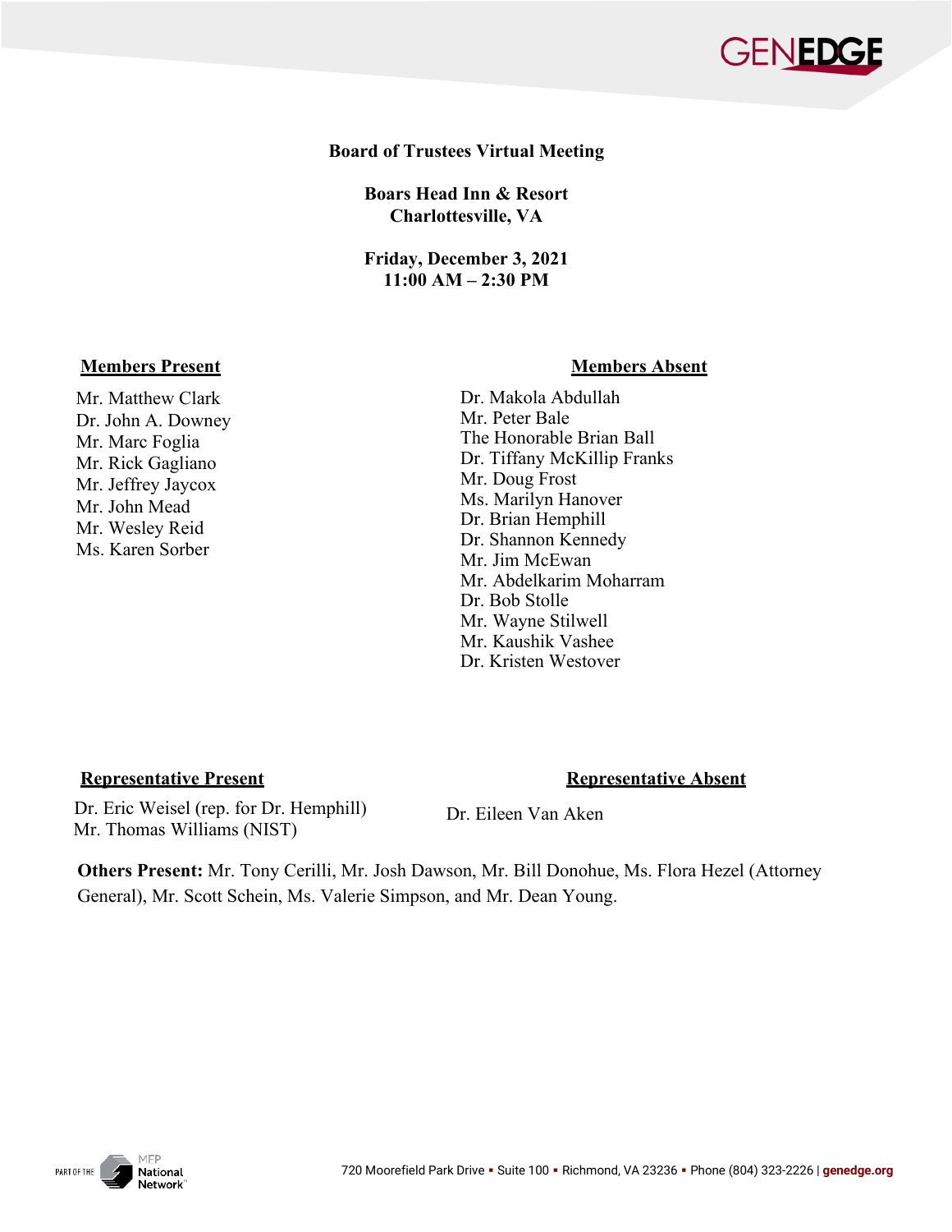# Board of Trustees Virtual Meeting

**Boars Head Inn & Resort**
**Charlottesville, VA**

**Friday, December 3, 2021**
**11:00 AM – 2:30 PM**

## Members Present

Mr. Matthew Clark
Dr. John A. Downey
Mr. Marc Foglia
Mr. Rick Gagliano
Mr. Jeffrey Jaycox
Mr. John Mead
Mr. Wesley Reid
Ms. Karen Sorber

## Members Absent

Dr. Makola Abdullah
Mr. Peter Bale
The Honorable Brian Ball
Dr. Tiffany McKillip Franks
Mr. Doug Frost
Ms. Marilyn Hanover
Dr. Brian Hemphill
Dr. Shannon Kennedy
Mr. Jim McEwan
Mr. Abdelkarim Moharram
Dr. Bob Stolle
Mr. Wayne Stilwell
Mr. Kaushik Vashee
Dr. Kristen Westover

## Representative Present

Dr. Eric Weisel (rep. for Dr. Hemphill)
Mr. Thomas Williams (NIST)

## Representative Absent

Dr. Eileen Van Aken

**Others Present:** Mr. Tony Cerilli, Mr. Josh Dawson, Mr. Bill Donohue, Ms. Flora Hezel (Attorney General), Mr. Scott Schein, Ms. Valerie Simpson, and Mr. Dean Young.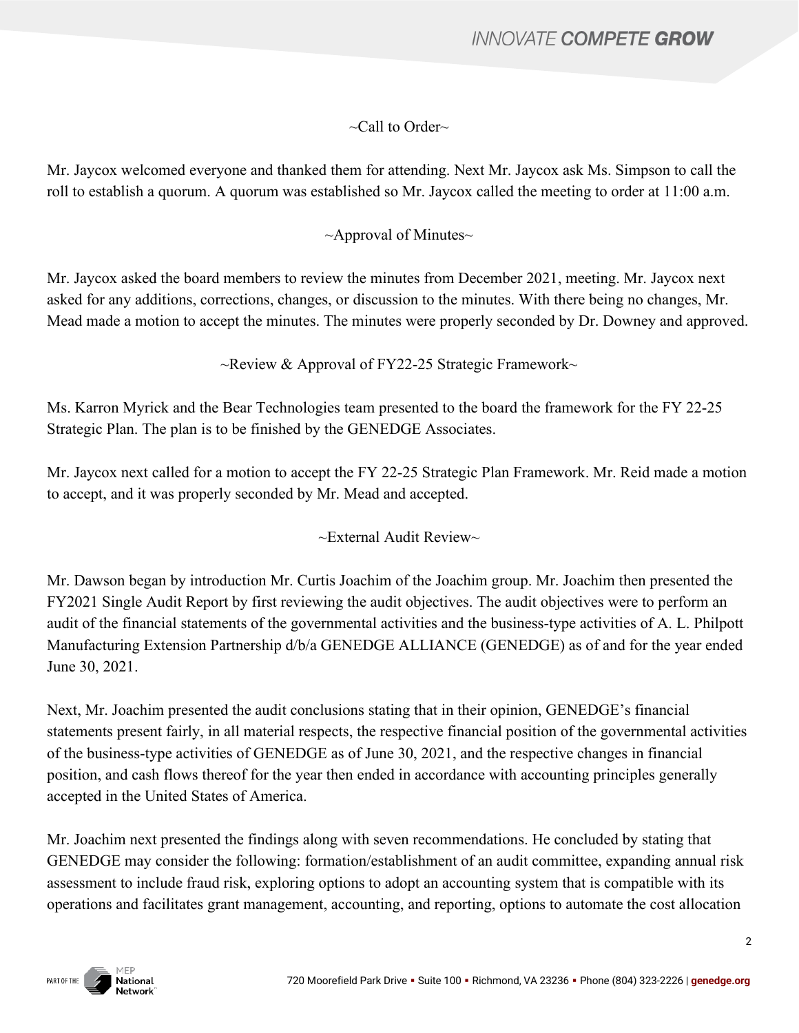~Call to Order~

Mr. Jaycox welcomed everyone and thanked them for attending. Next Mr. Jaycox ask Ms. Simpson to call the roll to establish a quorum. A quorum was established so Mr. Jaycox called the meeting to order at 11:00 a.m.

~Approval of Minutes~

Mr. Jaycox asked the board members to review the minutes from December 2021, meeting. Mr. Jaycox next asked for any additions, corrections, changes, or discussion to the minutes. With there being no changes, Mr. Mead made a motion to accept the minutes. The minutes were properly seconded by Dr. Downey and approved.

~Review & Approval of FY22-25 Strategic Framework~

Ms. Karron Myrick and the Bear Technologies team presented to the board the framework for the FY 22-25 Strategic Plan. The plan is to be finished by the GENEDGE Associates.

Mr. Jaycox next called for a motion to accept the FY 22-25 Strategic Plan Framework. Mr. Reid made a motion to accept, and it was properly seconded by Mr. Mead and accepted.

~External Audit Review~

Mr. Dawson began by introduction Mr. Curtis Joachim of the Joachim group. Mr. Joachim then presented the FY2021 Single Audit Report by first reviewing the audit objectives. The audit objectives were to perform an audit of the financial statements of the governmental activities and the business-type activities of A. L. Philpott Manufacturing Extension Partnership d/b/a GENEDGE ALLIANCE (GENEDGE) as of and for the year ended June 30, 2021.

Next, Mr. Joachim presented the audit conclusions stating that in their opinion, GENEDGE's financial statements present fairly, in all material respects, the respective financial position of the governmental activities of the business-type activities of GENEDGE as of June 30, 2021, and the respective changes in financial position, and cash flows thereof for the year then ended in accordance with accounting principles generally accepted in the United States of America.

Mr. Joachim next presented the findings along with seven recommendations. He concluded by stating that GENEDGE may consider the following: formation/establishment of an audit committee, expanding annual risk assessment to include fraud risk, exploring options to adopt an accounting system that is compatible with its operations and facilitates grant management, accounting, and reporting, options to automate the cost allocation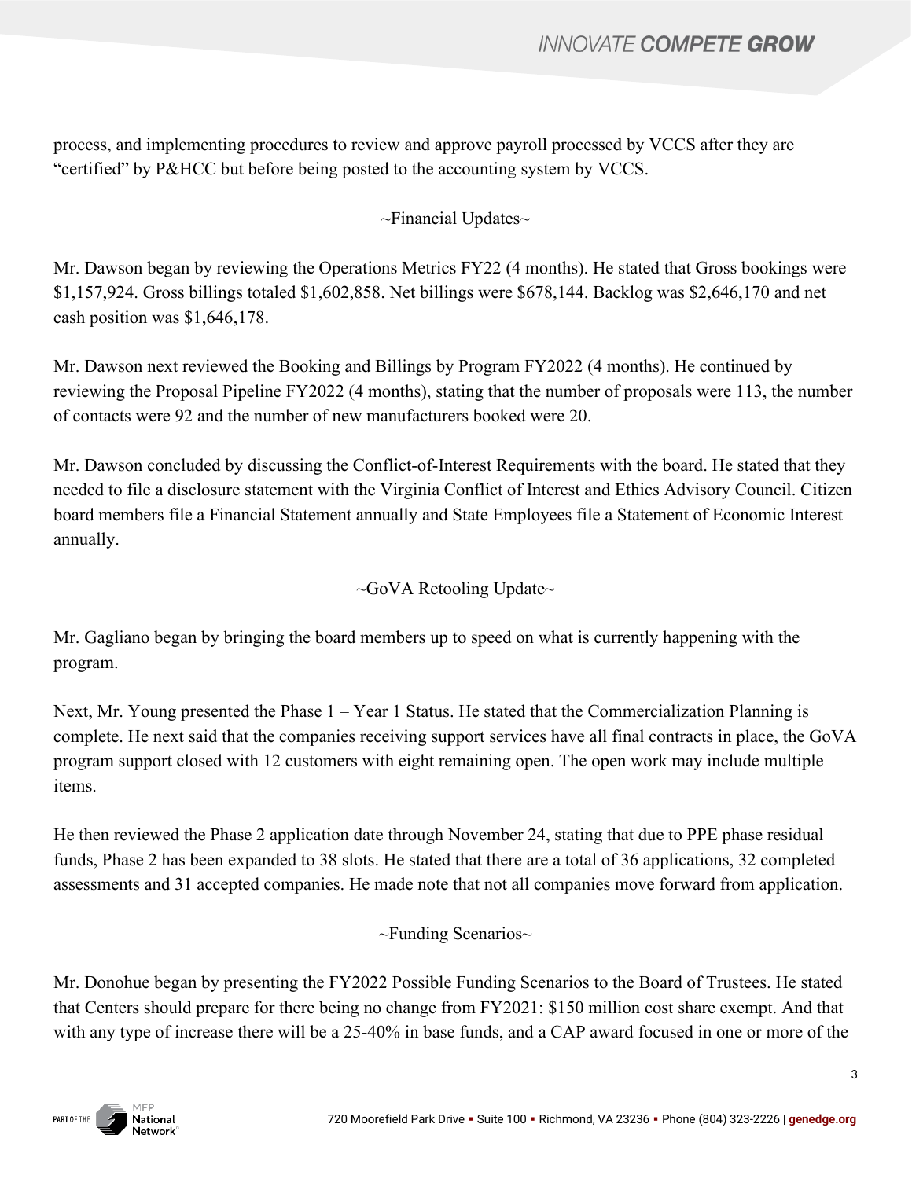process, and implementing procedures to review and approve payroll processed by VCCS after they are "certified" by P&HCC but before being posted to the accounting system by VCCS.

~Financial Updates~

Mr. Dawson began by reviewing the Operations Metrics FY22 (4 months). He stated that Gross bookings were $1,157,924. Gross billings totaled $1,602,858. Net billings were $678,144. Backlog was $2,646,170 and net cash position was $1,646,178.

Mr. Dawson next reviewed the Booking and Billings by Program FY2022 (4 months). He continued by reviewing the Proposal Pipeline FY2022 (4 months), stating that the number of proposals were 113, the number of contacts were 92 and the number of new manufacturers booked were 20.

Mr. Dawson concluded by discussing the Conflict-of-Interest Requirements with the board. He stated that they needed to file a disclosure statement with the Virginia Conflict of Interest and Ethics Advisory Council. Citizen board members file a Financial Statement annually and State Employees file a Statement of Economic Interest annually.

~GoVA Retooling Update~

Mr. Gagliano began by bringing the board members up to speed on what is currently happening with the program.

Next, Mr. Young presented the Phase 1 – Year 1 Status. He stated that the Commercialization Planning is complete. He next said that the companies receiving support services have all final contracts in place, the GoVA program support closed with 12 customers with eight remaining open. The open work may include multiple items.

He then reviewed the Phase 2 application date through November 24, stating that due to PPE phase residual funds, Phase 2 has been expanded to 38 slots. He stated that there are a total of 36 applications, 32 completed assessments and 31 accepted companies. He made note that not all companies move forward from application.

~Funding Scenarios~

Mr. Donohue began by presenting the FY2022 Possible Funding Scenarios to the Board of Trustees. He stated that Centers should prepare for there being no change from FY2021: $150 million cost share exempt. And that with any type of increase there will be a 25-40% in base funds, and a CAP award focused in one or more of the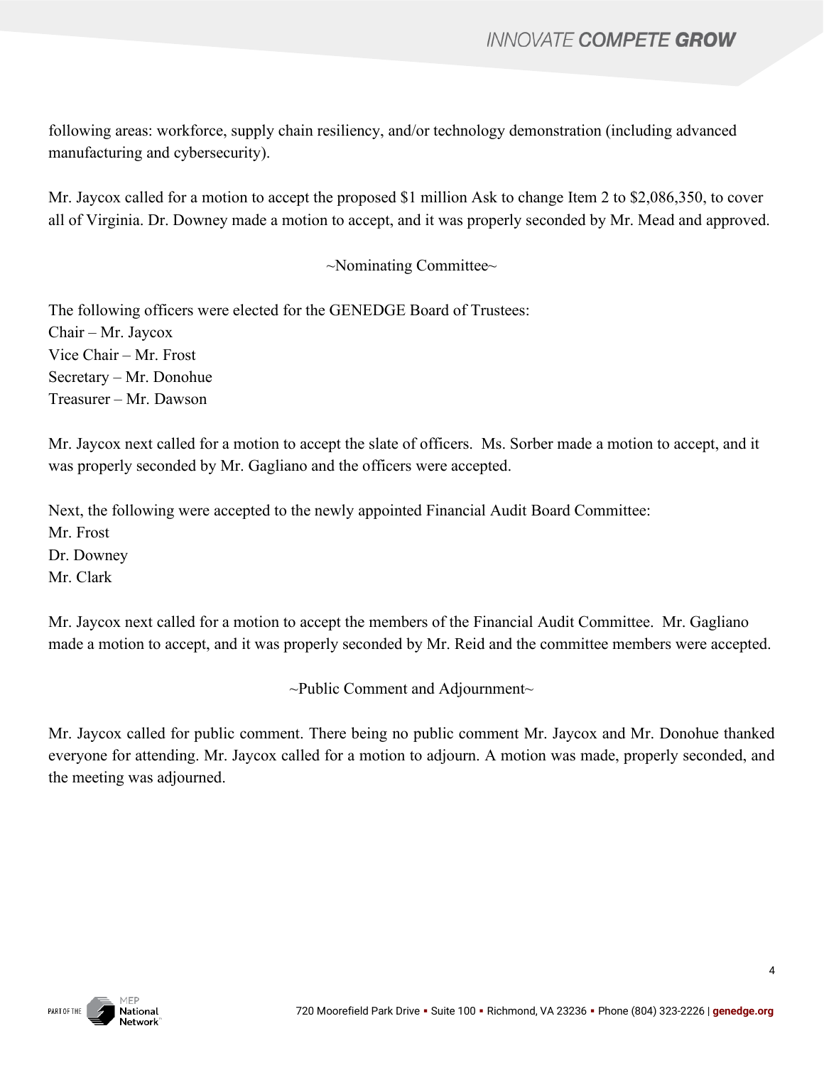following areas: workforce, supply chain resiliency, and/or technology demonstration (including advanced manufacturing and cybersecurity).

Mr. Jaycox called for a motion to accept the proposed $1 million Ask to change Item 2 to $2,086,350, to cover all of Virginia. Dr. Downey made a motion to accept, and it was properly seconded by Mr. Mead and approved.

~Nominating Committee~

The following officers were elected for the GENEDGE Board of Trustees:
Chair – Mr. Jaycox
Vice Chair – Mr. Frost
Secretary – Mr. Donohue
Treasurer – Mr. Dawson

Mr. Jaycox next called for a motion to accept the slate of officers. Ms. Sorber made a motion to accept, and it was properly seconded by Mr. Gagliano and the officers were accepted.

Next, the following were accepted to the newly appointed Financial Audit Board Committee:
Mr. Frost
Dr. Downey
Mr. Clark

Mr. Jaycox next called for a motion to accept the members of the Financial Audit Committee. Mr. Gagliano made a motion to accept, and it was properly seconded by Mr. Reid and the committee members were accepted.

~Public Comment and Adjournment~

Mr. Jaycox called for public comment. There being no public comment Mr. Jaycox and Mr. Donohue thanked everyone for attending. Mr. Jaycox called for a motion to adjourn. A motion was made, properly seconded, and the meeting was adjourned.